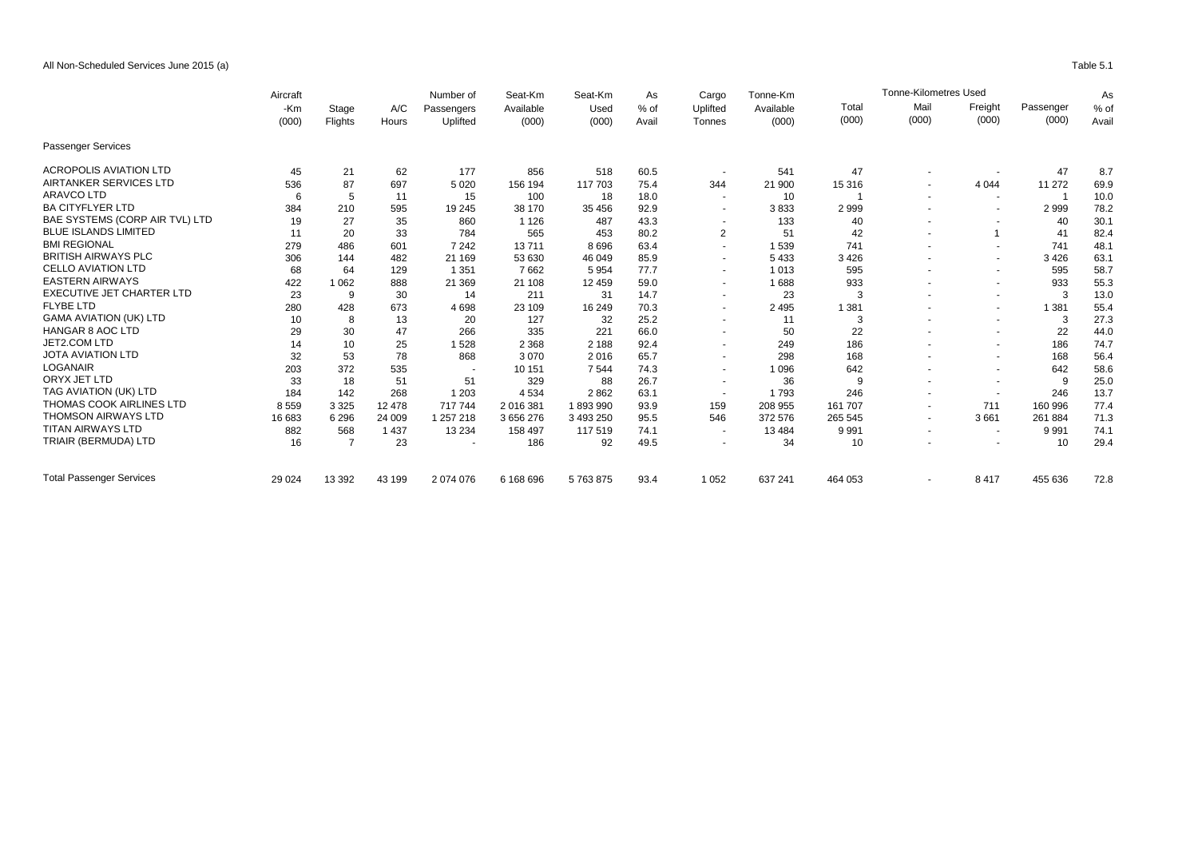All Non-Scheduled Services June 2015 (a)

Table 5.1

| | Aircraft -Km (000) | Stage Flights | A/C Hours | Number of Passengers Uplifted | Seat-Km Available (000) | Seat-Km Used (000) | As % of Avail | Cargo Uplifted Tonnes | Tonne-Km Available (000) | Tonne-Kilometres Used Total (000) | Mail (000) | Freight (000) | Passenger (000) | As % of Avail |
|---|---|---|---|---|---|---|---|---|---|---|---|---|---|---|
| Passenger Services | | | | | | | | | | | | | | |
| ACROPOLIS AVIATION LTD | 45 | 21 | 62 | 177 | 856 | 518 | 60.5 | - | 541 | 47 | - | - | 47 | 8.7 |
| AIRTANKER SERVICES LTD | 536 | 87 | 697 | 5 020 | 156 194 | 117 703 | 75.4 | 344 | 21 900 | 15 316 | - | 4 044 | 11 272 | 69.9 |
| ARAVCO LTD | 6 | 5 | 11 | 15 | 100 | 18 | 18.0 | - | 10 | 1 | - | - | 1 | 10.0 |
| BA CITYFLYER LTD | 384 | 210 | 595 | 19 245 | 38 170 | 35 456 | 92.9 | - | 3 833 | 2 999 | - | - | 2 999 | 78.2 |
| BAE SYSTEMS (CORP AIR TVL) LTD | 19 | 27 | 35 | 860 | 1 126 | 487 | 43.3 | - | 133 | 40 | - | - | 40 | 30.1 |
| BLUE ISLANDS LIMITED | 11 | 20 | 33 | 784 | 565 | 453 | 80.2 | 2 | 51 | 42 | - | 1 | 41 | 82.4 |
| BMI REGIONAL | 279 | 486 | 601 | 7 242 | 13 711 | 8 696 | 63.4 | - | 1 539 | 741 | - | - | 741 | 48.1 |
| BRITISH AIRWAYS PLC | 306 | 144 | 482 | 21 169 | 53 630 | 46 049 | 85.9 | - | 5 433 | 3 426 | - | - | 3 426 | 63.1 |
| CELLO AVIATION LTD | 68 | 64 | 129 | 1 351 | 7 662 | 5 954 | 77.7 | - | 1 013 | 595 | - | - | 595 | 58.7 |
| EASTERN AIRWAYS | 422 | 1 062 | 888 | 21 369 | 21 108 | 12 459 | 59.0 | - | 1 688 | 933 | - | - | 933 | 55.3 |
| EXECUTIVE JET CHARTER LTD | 23 | 9 | 30 | 14 | 211 | 31 | 14.7 | - | 23 | 3 | - | - | 3 | 13.0 |
| FLYBE LTD | 280 | 428 | 673 | 4 698 | 23 109 | 16 249 | 70.3 | - | 2 495 | 1 381 | - | - | 1 381 | 55.4 |
| GAMA AVIATION (UK) LTD | 10 | 8 | 13 | 20 | 127 | 32 | 25.2 | - | 11 | 3 | - | - | 3 | 27.3 |
| HANGAR 8 AOC LTD | 29 | 30 | 47 | 266 | 335 | 221 | 66.0 | - | 50 | 22 | - | - | 22 | 44.0 |
| JET2.COM LTD | 14 | 10 | 25 | 1 528 | 2 368 | 2 188 | 92.4 | - | 249 | 186 | - | - | 186 | 74.7 |
| JOTA AVIATION LTD | 32 | 53 | 78 | 868 | 3 070 | 2 016 | 65.7 | - | 298 | 168 | - | - | 168 | 56.4 |
| LOGANAIR | 203 | 372 | 535 | - | 10 151 | 7 544 | 74.3 | - | 1 096 | 642 | - | - | 642 | 58.6 |
| ORYX JET LTD | 33 | 18 | 51 | 51 | 329 | 88 | 26.7 | - | 36 | 9 | - | - | 9 | 25.0 |
| TAG AVIATION (UK) LTD | 184 | 142 | 268 | 1 203 | 4 534 | 2 862 | 63.1 | - | 1 793 | 246 | - | - | 246 | 13.7 |
| THOMAS COOK AIRLINES LTD | 8 559 | 3 325 | 12 478 | 717 744 | 2 016 381 | 1 893 990 | 93.9 | 159 | 208 955 | 161 707 | - | 711 | 160 996 | 77.4 |
| THOMSON AIRWAYS LTD | 16 683 | 6 296 | 24 009 | 1 257 218 | 3 656 276 | 3 493 250 | 95.5 | 546 | 372 576 | 265 545 | - | 3 661 | 261 884 | 71.3 |
| TITAN AIRWAYS LTD | 882 | 568 | 1 437 | 13 234 | 158 497 | 117 519 | 74.1 | - | 13 484 | 9 991 | - | - | 9 991 | 74.1 |
| TRIAIR (BERMUDA) LTD | 16 | 7 | 23 | - | 186 | 92 | 49.5 | - | 34 | 10 | - | - | 10 | 29.4 |
| Total Passenger Services | 29 024 | 13 392 | 43 199 | 2 074 076 | 6 168 696 | 5 763 875 | 93.4 | 1 052 | 637 241 | 464 053 | - | 8 417 | 455 636 | 72.8 |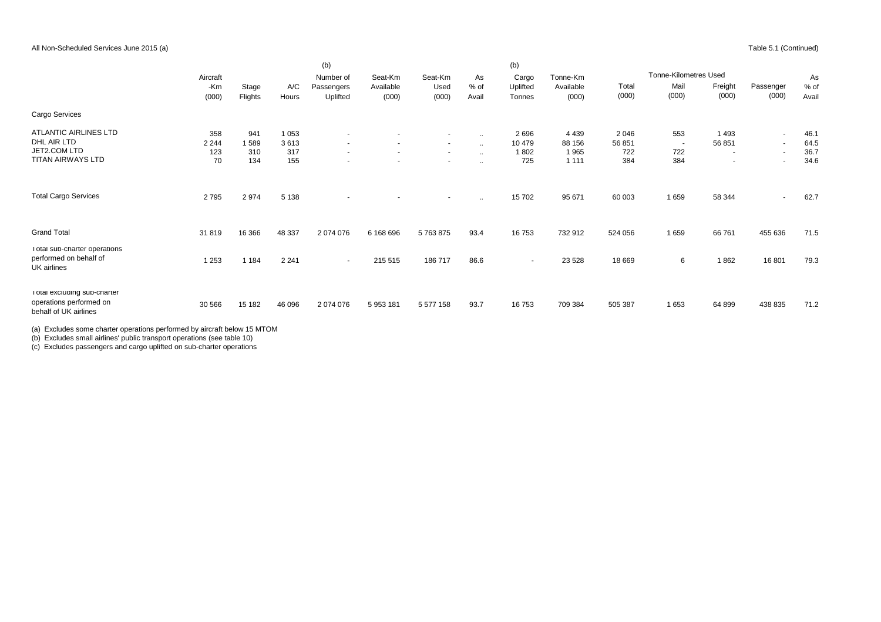All Non-Scheduled Services June 2015 (a)

Table 5.1 (Continued)

| | Aircraft -Km (000) | Stage Flights | A/C Hours | (b) Number of Passengers Uplifted | Seat-Km Available (000) | Seat-Km Used (000) | As % of Avail | (b) Cargo Uplifted Tonnes | Tonne-Km Available (000) | Tonne-Kilometres Used Total (000) | Mail (000) | Freight (000) | Passenger (000) | As % of Avail |
|---|---|---|---|---|---|---|---|---|---|---|---|---|---|---|
| Cargo Services | | | | | | | | | | | | | | |
| ATLANTIC AIRLINES LTD | 358 | 941 | 1 053 | - | - | - | .. | 2 696 | 4 439 | 2 046 | 553 | 1 493 | - | 46.1 |
| DHL AIR LTD | 2 244 | 1 589 | 3 613 | - | - | - | .. | 10 479 | 88 156 | 56 851 | - | 56 851 | - | 64.5 |
| JET2.COM LTD | 123 | 310 | 317 | - | - | - | .. | 1 802 | 1 965 | 722 | 722 | - | - | 36.7 |
| TITAN AIRWAYS LTD | 70 | 134 | 155 | - | - | - | .. | 725 | 1 111 | 384 | 384 | - | - | 34.6 |
| Total Cargo Services | 2 795 | 2 974 | 5 138 | - | - | - | .. | 15 702 | 95 671 | 60 003 | 1 659 | 58 344 | - | 62.7 |
| Grand Total | 31 819 | 16 366 | 48 337 | 2 074 076 | 6 168 696 | 5 763 875 | 93.4 | 16 753 | 732 912 | 524 056 | 1 659 | 66 761 | 455 636 | 71.5 |
| Total sub-charter operations performed on behalf of UK airlines | 1 253 | 1 184 | 2 241 | - | 215 515 | 186 717 | 86.6 | - | 23 528 | 18 669 | 6 | 1 862 | 16 801 | 79.3 |
| Total excluding sub-charter operations performed on behalf of UK airlines | 30 566 | 15 182 | 46 096 | 2 074 076 | 5 953 181 | 5 577 158 | 93.7 | 16 753 | 709 384 | 505 387 | 1 653 | 64 899 | 438 835 | 71.2 |

(a) Excludes some charter operations performed by aircraft below 15 MTOM
(b) Excludes small airlines' public transport operations (see table 10)
(c) Excludes passengers and cargo uplifted on sub-charter operations